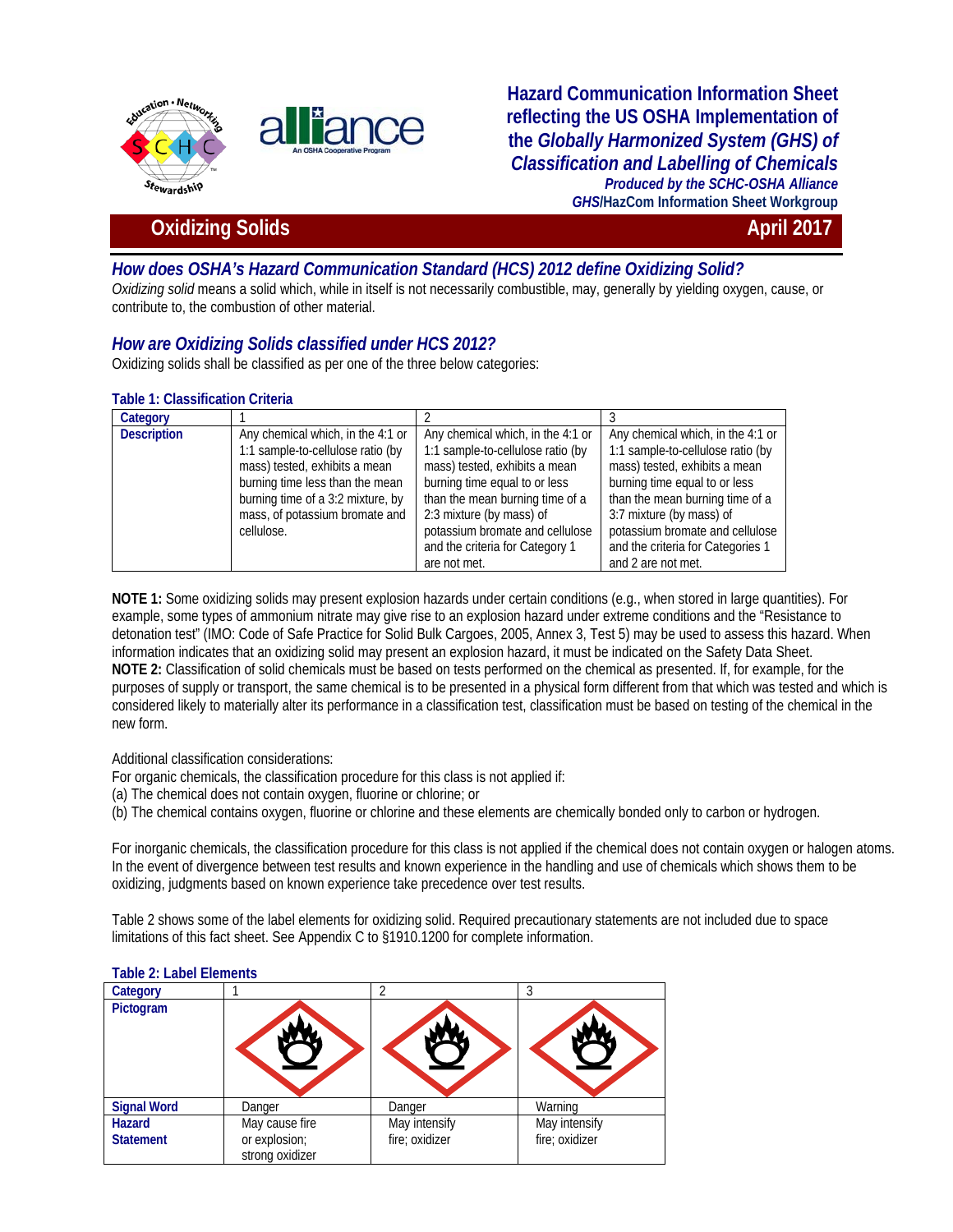# Hazard Communication Information Sheet reflecting the US OSHA Implementation of the *Globally Harmonized System (GHS) of Classification and Labelling of Chemicals*

***Produced by the SCHC-OSHA Alliance***
***GHS*/HazCom Information Sheet Workgroup**

## Oxidizing Solids — April 2017

### *How does OSHA's Hazard Communication Standard (HCS) 2012 define Oxidizing Solid?*

*Oxidizing solid* means a solid which, while in itself is not necessarily combustible, may, generally by yielding oxygen, cause, or contribute to, the combustion of other material.

### *How are Oxidizing Solids classified under HCS 2012?*

Oxidizing solids shall be classified as per one of the three below categories:

**Table 1: Classification Criteria**

| Category | 1 | 2 | 3 |
|---|---|---|---|
| **Description** | Any chemical which, in the 4:1 or 1:1 sample-to-cellulose ratio (by mass) tested, exhibits a mean burning time less than the mean burning time of a 3:2 mixture, by mass, of potassium bromate and cellulose. | Any chemical which, in the 4:1 or 1:1 sample-to-cellulose ratio (by mass) tested, exhibits a mean burning time equal to or less than the mean burning time of a 2:3 mixture (by mass) of potassium bromate and cellulose and the criteria for Category 1 are not met. | Any chemical which, in the 4:1 or 1:1 sample-to-cellulose ratio (by mass) tested, exhibits a mean burning time equal to or less than the mean burning time of a 3:7 mixture (by mass) of potassium bromate and cellulose and the criteria for Categories 1 and 2 are not met. |

**NOTE 1:** Some oxidizing solids may present explosion hazards under certain conditions (e.g., when stored in large quantities). For example, some types of ammonium nitrate may give rise to an explosion hazard under extreme conditions and the "Resistance to detonation test" (IMO: Code of Safe Practice for Solid Bulk Cargoes, 2005, Annex 3, Test 5) may be used to assess this hazard. When information indicates that an oxidizing solid may present an explosion hazard, it must be indicated on the Safety Data Sheet.
**NOTE 2:** Classification of solid chemicals must be based on tests performed on the chemical as presented. If, for example, for the purposes of supply or transport, the same chemical is to be presented in a physical form different from that which was tested and which is considered likely to materially alter its performance in a classification test, classification must be based on testing of the chemical in the new form.

Additional classification considerations:
For organic chemicals, the classification procedure for this class is not applied if:
(a) The chemical does not contain oxygen, fluorine or chlorine; or
(b) The chemical contains oxygen, fluorine or chlorine and these elements are chemically bonded only to carbon or hydrogen.

For inorganic chemicals, the classification procedure for this class is not applied if the chemical does not contain oxygen or halogen atoms. In the event of divergence between test results and known experience in the handling and use of chemicals which shows them to be oxidizing, judgments based on known experience take precedence over test results.

Table 2 shows some of the label elements for oxidizing solid. Required precautionary statements are not included due to space limitations of this fact sheet. See Appendix C to §1910.1200 for complete information.

**Table 2: Label Elements**

| Category | 1 | 2 | 3 |
|---|---|---|---|
| **Pictogram** | | | |
| **Signal Word** | Danger | Danger | Warning |
| **Hazard Statement** | May cause fire or explosion; strong oxidizer | May intensify fire; oxidizer | May intensify fire; oxidizer |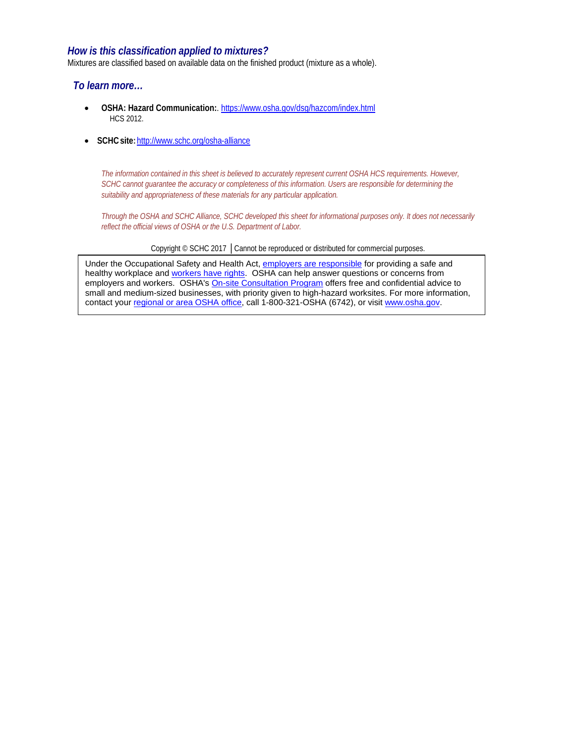### *How is this classification applied to mixtures?*

Mixtures are classified based on available data on the finished product (mixture as a whole).

### *To learn more…*

- **OSHA: Hazard Communication:**. [https://www.osha.gov/dsg/hazcom/index.html](https://www.osha.gov/dsg/hazcom/index.html)
  HCS 2012.

- **SCHC site:** [http://www.schc.org/osha-alliance](http://www.schc.org/osha-alliance)

*The information contained in this sheet is believed to accurately represent current OSHA HCS requirements. However, SCHC cannot guarantee the accuracy or completeness of this information. Users are responsible for determining the suitability and appropriateness of these materials for any particular application.*

*Through the OSHA and SCHC Alliance, SCHC developed this sheet for informational purposes only. It does not necessarily reflect the official views of OSHA or the U.S. Department of Labor.*

Copyright © SCHC 2017 | Cannot be reproduced or distributed for commercial purposes.

Under the Occupational Safety and Health Act, employers are responsible for providing a safe and healthy workplace and workers have rights. OSHA can help answer questions or concerns from employers and workers. OSHA's On-site Consultation Program offers free and confidential advice to small and medium-sized businesses, with priority given to high-hazard worksites. For more information, contact your regional or area OSHA office, call 1-800-321-OSHA (6742), or visit www.osha.gov.